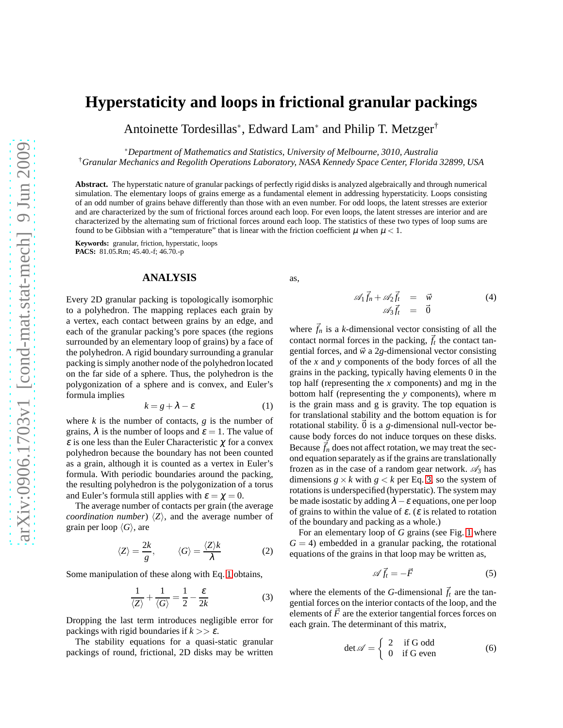// Hyperstaticity and loops in frictional granular packings

# Hyperstaticity and loops in frictional granular packings

Antoinette Tordesillas[*], Edward Lam[*] and Philip T. Metzger[†]

[*]*Department of Mathematics and Statistics, University of Melbourne, 3010, Australia*
[†]*Granular Mechanics and Regolith Operations Laboratory, NASA Kennedy Space Center, Florida 32899, USA*

**Abstract.** The hyperstatic nature of granular packings of perfectly rigid disks is analyzed algebraically and through numerical simulation. The elementary loops of grains emerge as a fundamental element in addressing hyperstaticity. Loops consisting of an odd number of grains behave differently than those with an even number. For odd loops, the latent stresses are exterior and are characterized by the sum of frictional forces around each loop. For even loops, the latent stresses are interior and are characterized by the alternating sum of frictional forces around each loop. The statistics of these two types of loop sums are found to be Gibbsian with a "temperature" that is linear with the friction coefficient $\mu$ when $\mu < 1$.

**Keywords:** granular, friction, hyperstatic, loops
**PACS:** 81.05.Rm; 45.40.-f; 46.70.-p

## ANALYSIS

Every 2D granular packing is topologically isomorphic to a polyhedron. The mapping replaces each grain by a vertex, each contact between grains by an edge, and each of the granular packing's pore spaces (the regions surrounded by an elementary loop of grains) by a face of the polyhedron. A rigid boundary surrounding a granular packing is simply another node of the polyhedron located on the far side of a sphere. Thus, the polyhedron is the polygonization of a sphere and is convex, and Euler's formula implies

$$k = g + \lambda - \varepsilon \tag{1}$$

where $k$ is the number of contacts, $g$ is the number of grains, $\lambda$ is the number of loops and $\varepsilon = 1$. The value of $\varepsilon$ is one less than the Euler Characteristic $\chi$ for a convex polyhedron because the boundary has not been counted as a grain, although it is counted as a vertex in Euler's formula. With periodic boundaries around the packing, the resulting polyhedron is the polygonization of a torus and Euler's formula still applies with $\varepsilon = \chi = 0$.

The average number of contacts per grain (the average *coordination number*) $\langle Z \rangle$, and the average number of grain per loop $\langle G \rangle$, are

$$\langle Z \rangle = \frac{2k}{g}, \qquad \langle G \rangle = \frac{\langle Z \rangle k}{\lambda} \tag{2}$$

Some manipulation of these along with Eq. 1 obtains,

$$\frac{1}{\langle Z \rangle} + \frac{1}{\langle G \rangle} = \frac{1}{2} - \frac{\varepsilon}{2k} \tag{3}$$

Dropping the last term introduces negligible error for packings with rigid boundaries if $k >> \varepsilon$.

The stability equations for a quasi-static granular packings of round, frictional, 2D disks may be written as,

$$\begin{aligned} \mathscr{A}_1 \vec{f}_n + \mathscr{A}_2 \vec{f}_t &= \vec{w} \\ \mathscr{A}_3 \vec{f}_t &= \vec{0} \end{aligned} \tag{4}$$

where $\vec{f}_n$ is a $k$-dimensional vector consisting of all the contact normal forces in the packing, $\vec{f}_t$ the contact tangential forces, and $\vec{w}$ a $2g$-dimensional vector consisting of the $x$ and $y$ components of the body forces of all the grains in the packing, typically having elements 0 in the top half (representing the $x$ components) and mg in the bottom half (representing the $y$ components), where m is the grain mass and g is gravity. The top equation is for translational stability and the bottom equation is for rotational stability. $\vec{0}$ is a $g$-dimensional null-vector because body forces do not induce torques on these disks. Because $\vec{f}_n$ does not affect rotation, we may treat the second equation separately as if the grains are translationally frozen as in the case of a random gear network. $\mathscr{A}_3$ has dimensions $g \times k$ with $g < k$ per Eq. 3, so the system of rotations is underspecified (hyperstatic). The system may be made isostatic by adding $\lambda - \varepsilon$ equations, one per loop of grains to within the value of $\varepsilon$. ($\varepsilon$ is related to rotation of the boundary and packing as a whole.)

For an elementary loop of $G$ grains (see Fig. 1 where $G = 4$) embedded in a granular packing, the rotational equations of the grains in that loop may be written as,

$$\mathscr{A} \vec{f}_t = -\vec{F} \tag{5}$$

where the elements of the $G$-dimensional $\vec{f}_t$ are the tangential forces on the interior contacts of the loop, and the elements of $\vec{F}$ are the exterior tangential forces forces on each grain. The determinant of this matrix,

$$\det \mathscr{A} = \begin{cases} 2 & \text{if G odd} \\ 0 & \text{if G even} \end{cases} \tag{6}$$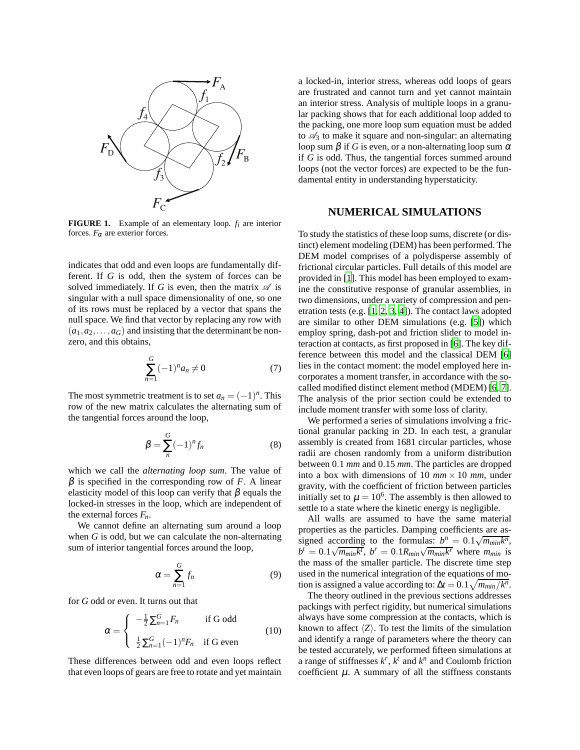FIGURE 1. Example of an elementary loop. $f_i$ are interior forces. $F_\alpha$ are exterior forces.

indicates that odd and even loops are fundamentally different. If $G$ is odd, then the system of forces can be solved immediately. If $G$ is even, then the matrix $\mathscr{A}$ is singular with a null space dimensionality of one, so one of its rows must be replaced by a vector that spans the null space. We find that vector by replacing any row with $(a_1, a_2, \ldots, a_G)$ and insisting that the determinant be nonzero, and this obtains,

$$\sum_{n=1}^{G} (-1)^n a_n \neq 0 \tag{7}$$

The most symmetric treatment is to set $a_n = (-1)^n$. This row of the new matrix calculates the alternating sum of the tangential forces around the loop,

$$\beta = \sum_{n}^{G} (-1)^n f_n \tag{8}$$

which we call the *alternating loop sum*. The value of $\beta$ is specified in the corresponding row of $F$. A linear elasticity model of this loop can verify that $\beta$ equals the locked-in stresses in the loop, which are independent of the external forces $F_n$.

We cannot define an alternating sum around a loop when $G$ is odd, but we can calculate the non-alternating sum of interior tangential forces around the loop,

$$\alpha = \sum_{n=1}^{G} f_n \tag{9}$$

for $G$ odd or even. It turns out that

$$\alpha = \begin{cases} -\frac{1}{2}\sum_{n=1}^{G} F_n & \text{if G odd} \\ \frac{1}{2}\sum_{n=1}^{G} (-1)^n F_n & \text{if G even} \end{cases} \tag{10}$$

These differences between odd and even loops reflect that even loops of gears are free to rotate and yet maintain a locked-in, interior stress, whereas odd loops of gears are frustrated and cannot turn and yet cannot maintain an interior stress. Analysis of multiple loops in a granular packing shows that for each additional loop added to the packing, one more loop sum equation must be added to $\mathscr{A}_3$ to make it square and non-singular: an alternating loop sum $\beta$ if $G$ is even, or a non-alternating loop sum $\alpha$ if $G$ is odd. Thus, the tangential forces summed around loops (not the vector forces) are expected to be the fundamental entity in understanding hyperstaticity.

## NUMERICAL SIMULATIONS

To study the statistics of these loop sums, discrete (or distinct) element modeling (DEM) has been performed. The DEM model comprises of a polydisperse assembly of frictional circular particles. Full details of this model are provided in [1]. This model has been employed to examine the constitutive response of granular assemblies, in two dimensions, under a variety of compression and penetration tests (e.g. [1, 2, 3, 4]). The contact laws adopted are similar to other DEM simulations (e.g. [5]) which employ spring, dash-pot and friction slider to model interaction at contacts, as first proposed in [6]. The key difference between this model and the classical DEM [6] lies in the contact moment: the model employed here incorporates a moment transfer, in accordance with the so-called modified distinct element method (MDEM) [6, 7]. The analysis of the prior section could be extended to include moment transfer with some loss of clarity.

We performed a series of simulations involving a frictional granular packing in 2D. In each test, a granular assembly is created from 1681 circular particles, whose radii are chosen randomly from a uniform distribution between 0.1 *mm* and 0.15 *mm*. The particles are dropped into a box with dimensions of 10 $mm \times 10$ $mm$, under gravity, with the coefficient of friction between particles initially set to $\mu = 10^6$. The assembly is then allowed to settle to a state where the kinetic energy is negligible.

All walls are assumed to have the same material properties as the particles. Damping coefficients are assigned according to the formulas: $b^n = 0.1\sqrt{m_{min}k^n}$, $b^t = 0.1\sqrt{m_{min}k^t}$, $b^r = 0.1R_{min}\sqrt{m_{min}k^r}$ where $m_{min}$ is the mass of the smaller particle. The discrete time step used in the numerical integration of the equations of motion is assigned a value according to: $\Delta t = 0.1\sqrt{m_{min}/k^n}$.

The theory outlined in the previous sections addresses packings with perfect rigidity, but numerical simulations always have some compression at the contacts, which is known to affect $\langle Z \rangle$. To test the limits of the simulation and identify a range of parameters where the theory can be tested accurately, we performed fifteen simulations at a range of stiffnesses $k^r$, $k^t$ and $k^n$ and Coulomb friction coefficient $\mu$. A summary of all the stiffness constants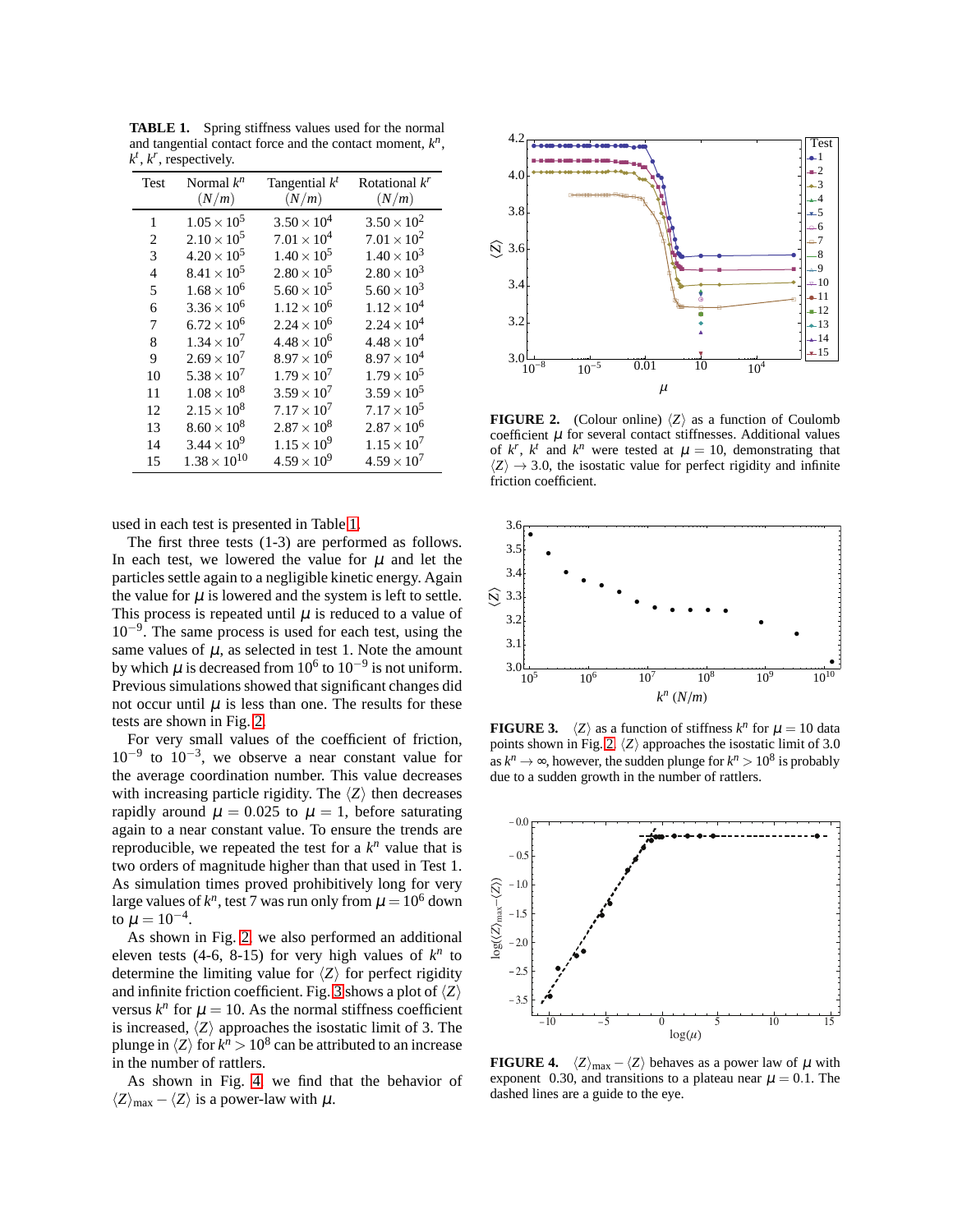**TABLE 1.** Spring stiffness values used for the normal and tangential contact force and the contact moment, $k^n$, $k^t$, $k^r$, respectively.

| Test | Normal $k^n$ $(N/m)$ | Tangential $k^t$ $(N/m)$ | Rotational $k^r$ $(N/m)$ |
|---|---|---|---|
| 1 | $1.05 \times 10^5$ | $3.50 \times 10^4$ | $3.50 \times 10^2$ |
| 2 | $2.10 \times 10^5$ | $7.01 \times 10^4$ | $7.01 \times 10^2$ |
| 3 | $4.20 \times 10^5$ | $1.40 \times 10^5$ | $1.40 \times 10^3$ |
| 4 | $8.41 \times 10^5$ | $2.80 \times 10^5$ | $2.80 \times 10^3$ |
| 5 | $1.68 \times 10^6$ | $5.60 \times 10^5$ | $5.60 \times 10^3$ |
| 6 | $3.36 \times 10^6$ | $1.12 \times 10^6$ | $1.12 \times 10^4$ |
| 7 | $6.72 \times 10^6$ | $2.24 \times 10^6$ | $2.24 \times 10^4$ |
| 8 | $1.34 \times 10^7$ | $4.48 \times 10^6$ | $4.48 \times 10^4$ |
| 9 | $2.69 \times 10^7$ | $8.97 \times 10^6$ | $8.97 \times 10^4$ |
| 10 | $5.38 \times 10^7$ | $1.79 \times 10^7$ | $1.79 \times 10^5$ |
| 11 | $1.08 \times 10^8$ | $3.59 \times 10^7$ | $3.59 \times 10^5$ |
| 12 | $2.15 \times 10^8$ | $7.17 \times 10^7$ | $7.17 \times 10^5$ |
| 13 | $8.60 \times 10^8$ | $2.87 \times 10^8$ | $2.87 \times 10^6$ |
| 14 | $3.44 \times 10^9$ | $1.15 \times 10^9$ | $1.15 \times 10^7$ |
| 15 | $1.38 \times 10^{10}$ | $4.59 \times 10^9$ | $4.59 \times 10^7$ |

used in each test is presented in Table 1.

The first three tests (1-3) are performed as follows. In each test, we lowered the value for $\mu$ and let the particles settle again to a negligible kinetic energy. Again the value for $\mu$ is lowered and the system is left to settle. This process is repeated until $\mu$ is reduced to a value of $10^{-9}$. The same process is used for each test, using the same values of $\mu$, as selected in test 1. Note the amount by which $\mu$ is decreased from $10^6$ to $10^{-9}$ is not uniform. Previous simulations showed that significant changes did not occur until $\mu$ is less than one. The results for these tests are shown in Fig. 2.

For very small values of the coefficient of friction, $10^{-9}$ to $10^{-3}$, we observe a near constant value for the average coordination number. This value decreases with increasing particle rigidity. The $\langle Z \rangle$ then decreases rapidly around $\mu = 0.025$ to $\mu = 1$, before saturating again to a near constant value. To ensure the trends are reproducible, we repeated the test for a $k^n$ value that is two orders of magnitude higher than that used in Test 1. As simulation times proved prohibitively long for very large values of $k^n$, test 7 was run only from $\mu = 10^6$ down to $\mu = 10^{-4}$.

As shown in Fig. 2, we also performed an additional eleven tests (4-6, 8-15) for very high values of $k^n$ to determine the limiting value for $\langle Z \rangle$ for perfect rigidity and infinite friction coefficient. Fig. 3 shows a plot of $\langle Z \rangle$ versus $k^n$ for $\mu = 10$. As the normal stiffness coefficient is increased, $\langle Z \rangle$ approaches the isostatic limit of 3. The plunge in $\langle Z \rangle$ for $k^n > 10^8$ can be attributed to an increase in the number of rattlers.

As shown in Fig. 4, we find that the behavior of $\langle Z \rangle_{\text{max}} - \langle Z \rangle$ is a power-law with $\mu$.

**FIGURE 2.** (Colour online) $\langle Z \rangle$ as a function of Coulomb coefficient $\mu$ for several contact stiffnesses. Additional values of $k^r$, $k^t$ and $k^n$ were tested at $\mu = 10$, demonstrating that $\langle Z \rangle \to 3.0$, the isostatic value for perfect rigidity and infinite friction coefficient.

**FIGURE 3.** $\langle Z \rangle$ as a function of stiffness $k^n$ for $\mu = 10$ data points shown in Fig. 2. $\langle Z \rangle$ approaches the isostatic limit of 3.0 as $k^n \to \infty$, however, the sudden plunge for $k^n > 10^8$ is probably due to a sudden growth in the number of rattlers.

**FIGURE 4.** $\langle Z \rangle_{\text{max}} - \langle Z \rangle$ behaves as a power law of $\mu$ with exponent 0.30, and transitions to a plateau near $\mu = 0.1$. The dashed lines are a guide to the eye.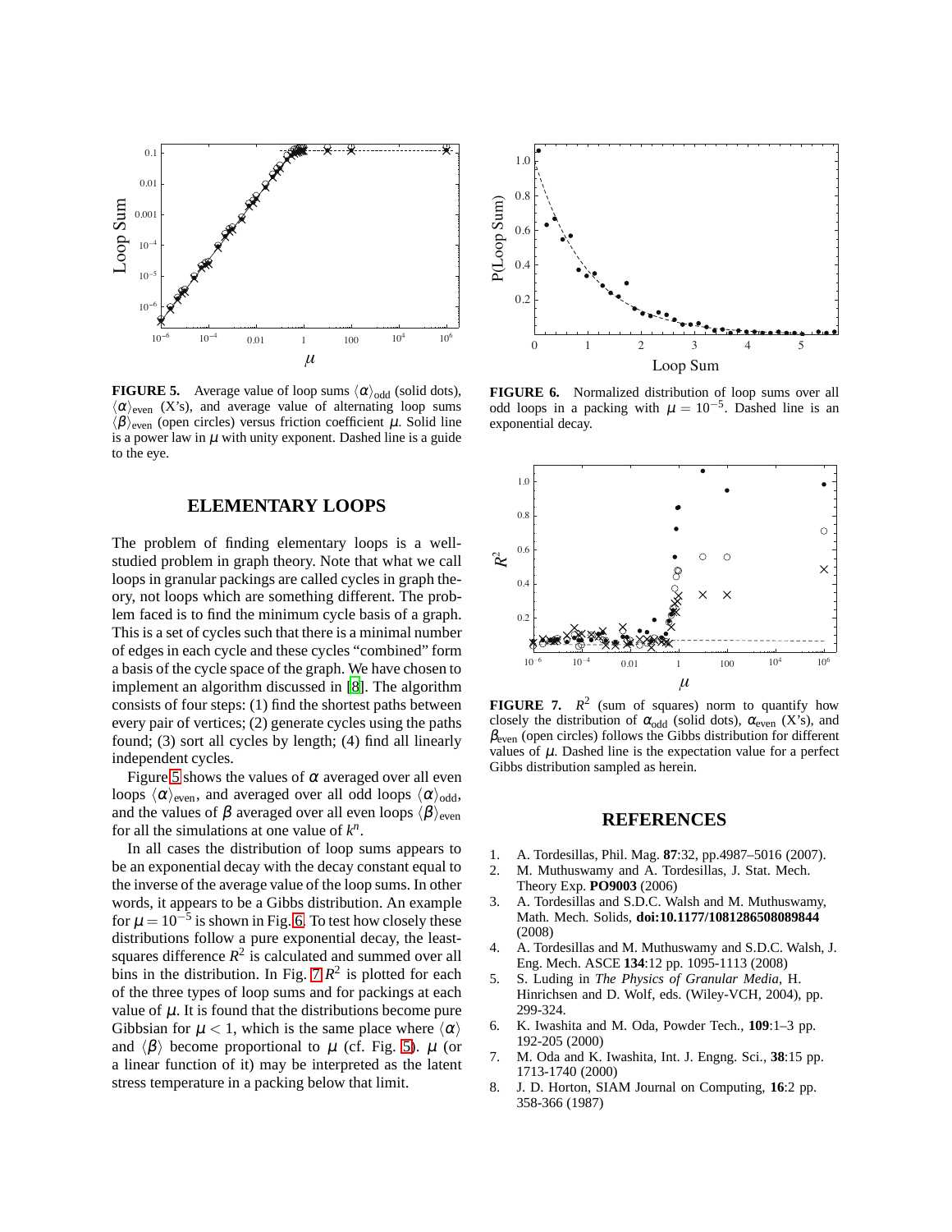0.1
0.01
0.001
$10^{-4}$
$10^{-5}$
$10^{-6}$
Loop Sum
$10^{-6}$ $10^{-4}$ 0.01 1 100 $10^4$ $10^6$
$\mu$

**FIGURE 5.** Average value of loop sums $\langle\alpha\rangle_{\text{odd}}$ (solid dots), $\langle\alpha\rangle_{\text{even}}$ (X's), and average value of alternating loop sums $\langle\beta\rangle_{\text{even}}$ (open circles) versus friction coefficient $\mu$. Solid line is a power law in $\mu$ with unity exponent. Dashed line is a guide to the eye.

1.0
0.8
0.6
0.4
0.2
P(Loop Sum)
0 1 2 3 4 5
Loop Sum

**FIGURE 6.** Normalized distribution of loop sums over all odd loops in a packing with $\mu = 10^{-5}$. Dashed line is an exponential decay.

1.0
0.8
0.6
0.4
0.2
$R^2$
$10^{-6}$ $10^{-4}$ 0.01 1 100 $10^4$ $10^6$
$\mu$

**FIGURE 7.** $R^2$ (sum of squares) norm to quantify how closely the distribution of $\alpha_{\text{odd}}$ (solid dots), $\alpha_{\text{even}}$ (X's), and $\beta_{\text{even}}$ (open circles) follows the Gibbs distribution for different values of $\mu$. Dashed line is the expectation value for a perfect Gibbs distribution sampled as herein.

## ELEMENTARY LOOPS

The problem of finding elementary loops is a well-studied problem in graph theory. Note that what we call loops in granular packings are called cycles in graph theory, not loops which are something different. The problem faced is to find the minimum cycle basis of a graph. This is a set of cycles such that there is a minimal number of edges in each cycle and these cycles "combined" form a basis of the cycle space of the graph. We have chosen to implement an algorithm discussed in [8]. The algorithm consists of four steps: (1) find the shortest paths between every pair of vertices; (2) generate cycles using the paths found; (3) sort all cycles by length; (4) find all linearly independent cycles.

Figure 5 shows the values of $\alpha$ averaged over all even loops $\langle\alpha\rangle_{\text{even}}$, and averaged over all odd loops $\langle\alpha\rangle_{\text{odd}}$, and the values of $\beta$ averaged over all even loops $\langle\beta\rangle_{\text{even}}$ for all the simulations at one value of $k^n$.

In all cases the distribution of loop sums appears to be an exponential decay with the decay constant equal to the inverse of the average value of the loop sums. In other words, it appears to be a Gibbs distribution. An example for $\mu = 10^{-5}$ is shown in Fig. 6. To test how closely these distributions follow a pure exponential decay, the least-squares difference $R^2$ is calculated and summed over all bins in the distribution. In Fig. 7 $R^2$ is plotted for each of the three types of loop sums and for packings at each value of $\mu$. It is found that the distributions become pure Gibbsian for $\mu < 1$, which is the same place where $\langle\alpha\rangle$ and $\langle\beta\rangle$ become proportional to $\mu$ (cf. Fig. 5). $\mu$ (or a linear function of it) may be interpreted as the latent stress temperature in a packing below that limit.

## REFERENCES

1. A. Tordesillas, Phil. Mag. **87**:32, pp.4987–5016 (2007).
2. M. Muthuswamy and A. Tordesillas, J. Stat. Mech. Theory Exp. **PO9003** (2006)
3. A. Tordesillas and S.D.C. Walsh and M. Muthuswamy, Math. Mech. Solids, **doi:10.1177/1081286508089844** (2008)
4. A. Tordesillas and M. Muthuswamy and S.D.C. Walsh, J. Eng. Mech. ASCE **134**:12 pp. 1095-1113 (2008)
5. S. Luding in *The Physics of Granular Media*, H. Hinrichsen and D. Wolf, eds. (Wiley-VCH, 2004), pp. 299-324.
6. K. Iwashita and M. Oda, Powder Tech., **109**:1–3 pp. 192-205 (2000)
7. M. Oda and K. Iwashita, Int. J. Engng. Sci., **38**:15 pp. 1713-1740 (2000)
8. J. D. Horton, SIAM Journal on Computing, **16**:2 pp. 358-366 (1987)